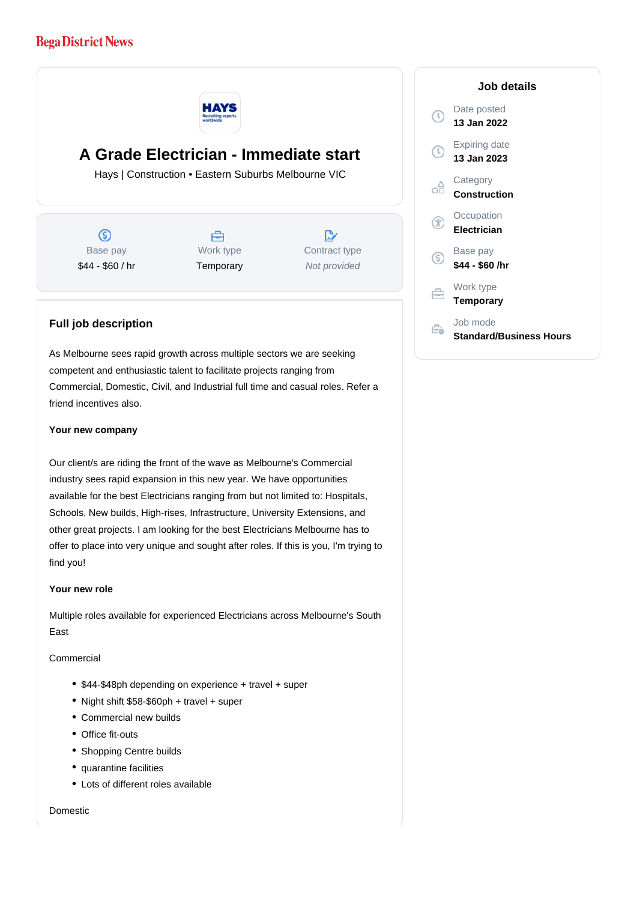Bega District News

HAYS
Recruiting experts worldwide

# A Grade Electrician - Immediate start

Hays | Construction • Eastern Suburbs Melbourne VIC

| Base pay | Work type | Contract type |
|---|---|---|
| $44 - $60 / hr | Temporary | *Not provided* |

## Full job description

As Melbourne sees rapid growth across multiple sectors we are seeking competent and enthusiastic talent to facilitate projects ranging from Commercial, Domestic, Civil, and Industrial full time and casual roles. Refer a friend incentives also.

**Your new company**

Our client/s are riding the front of the wave as Melbourne's Commercial industry sees rapid expansion in this new year. We have opportunities available for the best Electricians ranging from but not limited to: Hospitals, Schools, New builds, High-rises, Infrastructure, University Extensions, and other great projects. I am looking for the best Electricians Melbourne has to offer to place into very unique and sought after roles. If this is you, I'm trying to find you!

**Your new role**

Multiple roles available for experienced Electricians across Melbourne's South East

Commercial

- $44-$48ph depending on experience + travel + super
- Night shift $58-$60ph + travel + super
- Commercial new builds
- Office fit-outs
- Shopping Centre builds
- quarantine facilities
- Lots of different roles available

Domestic

## Job details

Date posted
**13 Jan 2022**

Expiring date
**13 Jan 2023**

Category
**Construction**

Occupation
**Electrician**

Base pay
**$44 - $60 /hr**

Work type
**Temporary**

Job mode
**Standard/Business Hours**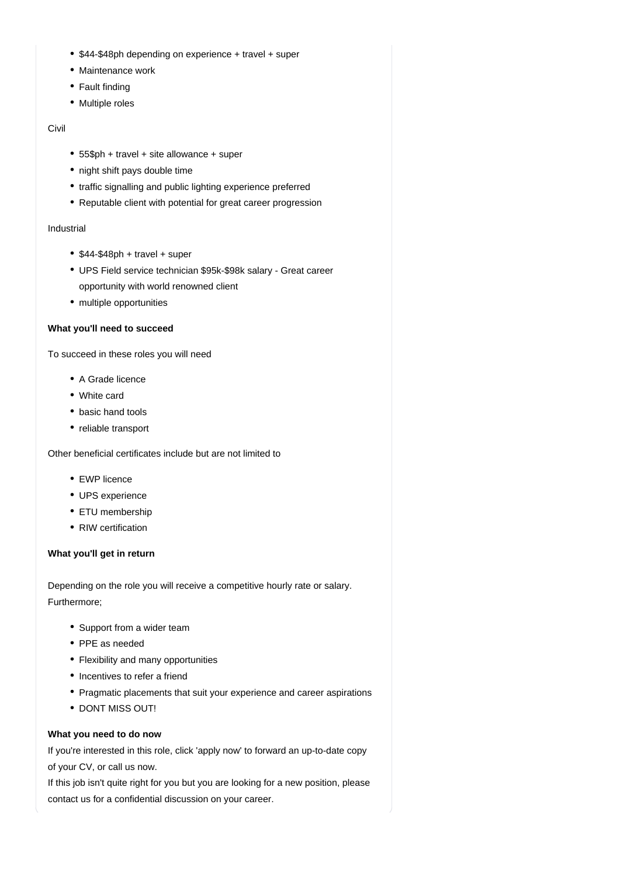- $44-$48ph depending on experience + travel + super
- Maintenance work
- Fault finding
- Multiple roles

Civil

- 55$ph + travel + site allowance + super
- night shift pays double time
- traffic signalling and public lighting experience preferred
- Reputable client with potential for great career progression

Industrial

- $44-$48ph + travel + super
- UPS Field service technician $95k-$98k salary - Great career opportunity with world renowned client
- multiple opportunities

**What you'll need to succeed**

To succeed in these roles you will need

- A Grade licence
- White card
- basic hand tools
- reliable transport

Other beneficial certificates include but are not limited to

- EWP licence
- UPS experience
- ETU membership
- RIW certification

**What you'll get in return**

Depending on the role you will receive a competitive hourly rate or salary. Furthermore;

- Support from a wider team
- PPE as needed
- Flexibility and many opportunities
- Incentives to refer a friend
- Pragmatic placements that suit your experience and career aspirations
- DONT MISS OUT!

**What you need to do now**

If you're interested in this role, click 'apply now' to forward an up-to-date copy of your CV, or call us now.
If this job isn't quite right for you but you are looking for a new position, please contact us for a confidential discussion on your career.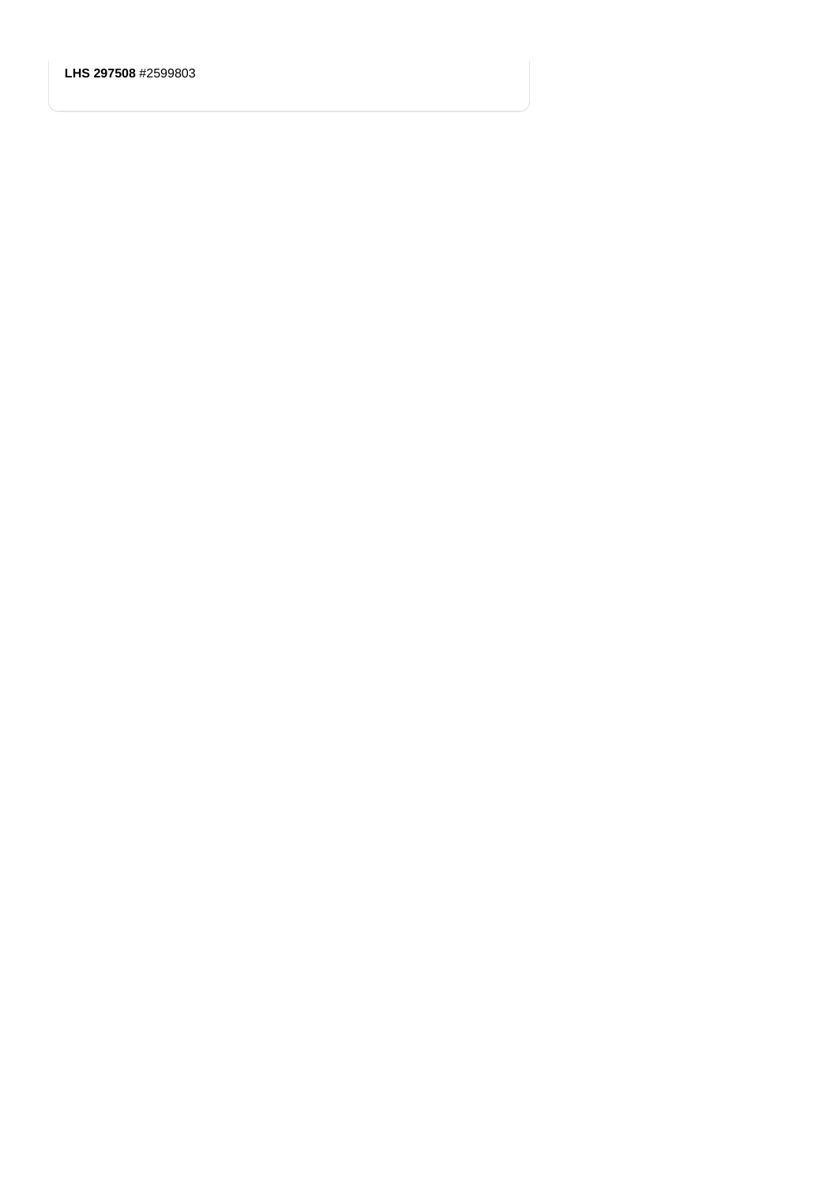**LHS 297508** #2599803